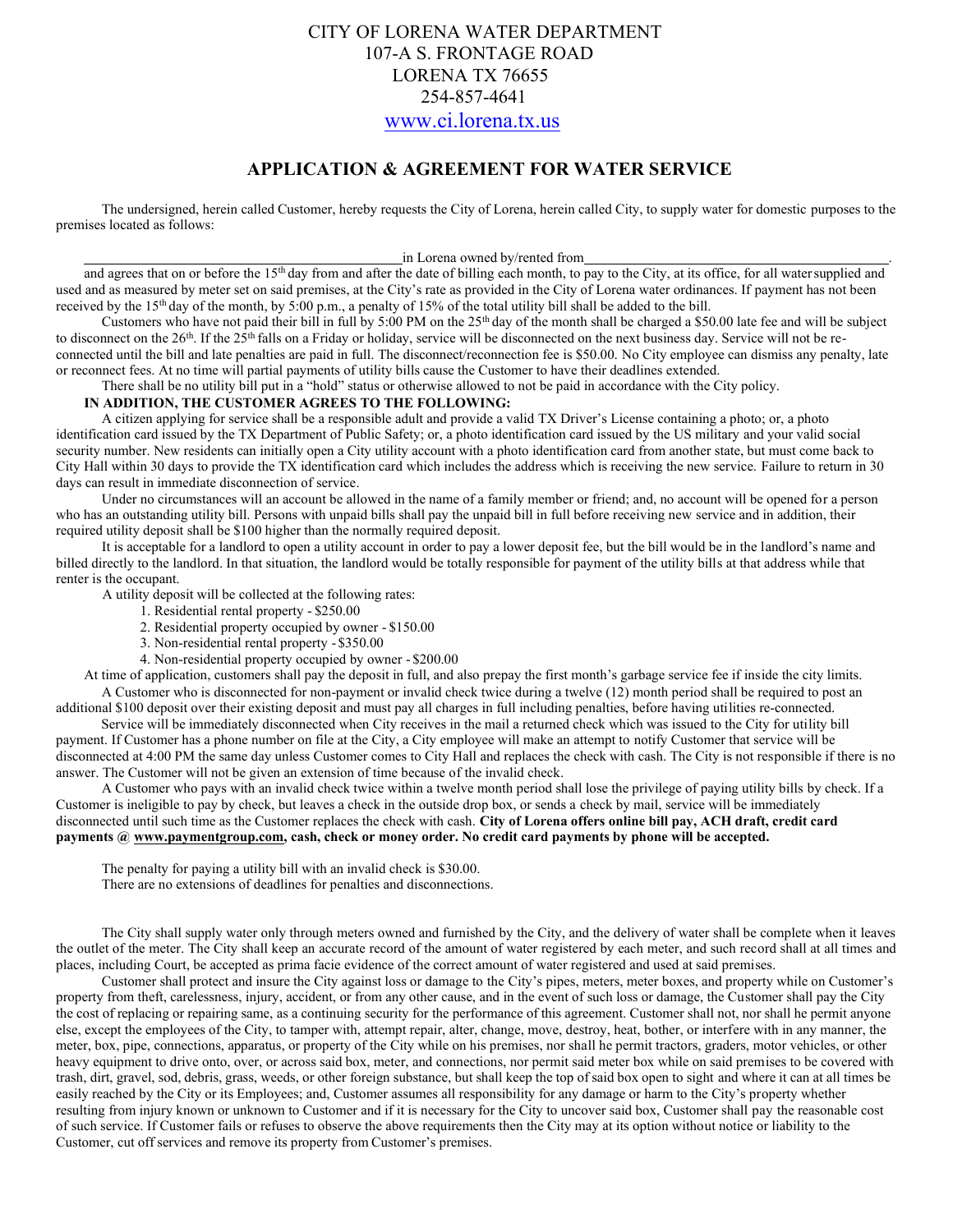CITY OF LORENA WATER DEPARTMENT
107-A S. FRONTAGE ROAD
LORENA TX 76655
254-857-4641
www.ci.lorena.tx.us

## APPLICATION & AGREEMENT FOR WATER SERVICE

The undersigned, herein called Customer, hereby requests the City of Lorena, herein called City, to supply water for domestic purposes to the premises located as follows:

\_\_\_\_\_\_\_\_\_\_\_\_\_\_\_\_\_\_\_\_\_\_\_\_\_\_\_\_\_\_\_\_\_\_\_\_\_\_\_\_ in Lorena owned by/rented from \_\_\_\_\_\_\_\_\_\_\_\_\_\_\_\_\_\_\_\_\_\_\_\_\_\_\_\_\_\_\_\_\_\_\_\_\_\_\_\_.

and agrees that on or before the 15th day from and after the date of billing each month, to pay to the City, at its office, for all water supplied and used and as measured by meter set on said premises, at the City's rate as provided in the City of Lorena water ordinances. If payment has not been received by the 15th day of the month, by 5:00 p.m., a penalty of 15% of the total utility bill shall be added to the bill.

Customers who have not paid their bill in full by 5:00 PM on the 25th day of the month shall be charged a $50.00 late fee and will be subject to disconnect on the 26th. If the 25th falls on a Friday or holiday, service will be disconnected on the next business day. Service will not be re-connected until the bill and late penalties are paid in full. The disconnect/reconnection fee is $50.00. No City employee can dismiss any penalty, late or reconnect fees. At no time will partial payments of utility bills cause the Customer to have their deadlines extended.

There shall be no utility bill put in a "hold" status or otherwise allowed to not be paid in accordance with the City policy.

**IN ADDITION, THE CUSTOMER AGREES TO THE FOLLOWING:**

A citizen applying for service shall be a responsible adult and provide a valid TX Driver's License containing a photo; or, a photo identification card issued by the TX Department of Public Safety; or, a photo identification card issued by the US military and your valid social security number. New residents can initially open a City utility account with a photo identification card from another state, but must come back to City Hall within 30 days to provide the TX identification card which includes the address which is receiving the new service. Failure to return in 30 days can result in immediate disconnection of service.

Under no circumstances will an account be allowed in the name of a family member or friend; and, no account will be opened for a person who has an outstanding utility bill. Persons with unpaid bills shall pay the unpaid bill in full before receiving new service and in addition, their required utility deposit shall be $100 higher than the normally required deposit.

It is acceptable for a landlord to open a utility account in order to pay a lower deposit fee, but the bill would be in the landlord's name and billed directly to the landlord. In that situation, the landlord would be totally responsible for payment of the utility bills at that address while that renter is the occupant.

A utility deposit will be collected at the following rates:

1. Residential rental property - $250.00
2. Residential property occupied by owner - $150.00
3. Non-residential rental property - $350.00
4. Non-residential property occupied by owner - $200.00

At time of application, customers shall pay the deposit in full, and also prepay the first month's garbage service fee if inside the city limits.

A Customer who is disconnected for non-payment or invalid check twice during a twelve (12) month period shall be required to post an additional $100 deposit over their existing deposit and must pay all charges in full including penalties, before having utilities re-connected.

Service will be immediately disconnected when City receives in the mail a returned check which was issued to the City for utility bill payment. If Customer has a phone number on file at the City, a City employee will make an attempt to notify Customer that service will be disconnected at 4:00 PM the same day unless Customer comes to City Hall and replaces the check with cash. The City is not responsible if there is no answer. The Customer will not be given an extension of time because of the invalid check.

A Customer who pays with an invalid check twice within a twelve month period shall lose the privilege of paying utility bills by check. If a Customer is ineligible to pay by check, but leaves a check in the outside drop box, or sends a check by mail, service will be immediately disconnected until such time as the Customer replaces the check with cash. **City of Lorena offers online bill pay, ACH draft, credit card payments @ www.paymentgroup.com, cash, check or money order. No credit card payments by phone will be accepted.**

The penalty for paying a utility bill with an invalid check is $30.00.
There are no extensions of deadlines for penalties and disconnections.

The City shall supply water only through meters owned and furnished by the City, and the delivery of water shall be complete when it leaves the outlet of the meter. The City shall keep an accurate record of the amount of water registered by each meter, and such record shall at all times and places, including Court, be accepted as prima facie evidence of the correct amount of water registered and used at said premises.

Customer shall protect and insure the City against loss or damage to the City's pipes, meters, meter boxes, and property while on Customer's property from theft, carelessness, injury, accident, or from any other cause, and in the event of such loss or damage, the Customer shall pay the City the cost of replacing or repairing same, as a continuing security for the performance of this agreement. Customer shall not, nor shall he permit anyone else, except the employees of the City, to tamper with, attempt repair, alter, change, move, destroy, heat, bother, or interfere with in any manner, the meter, box, pipe, connections, apparatus, or property of the City while on his premises, nor shall he permit tractors, graders, motor vehicles, or other heavy equipment to drive onto, over, or across said box, meter, and connections, nor permit said meter box while on said premises to be covered with trash, dirt, gravel, sod, debris, grass, weeds, or other foreign substance, but shall keep the top of said box open to sight and where it can at all times be easily reached by the City or its Employees; and, Customer assumes all responsibility for any damage or harm to the City's property whether resulting from injury known or unknown to Customer and if it is necessary for the City to uncover said box, Customer shall pay the reasonable cost of such service. If Customer fails or refuses to observe the above requirements then the City may at its option without notice or liability to the Customer, cut off services and remove its property from Customer's premises.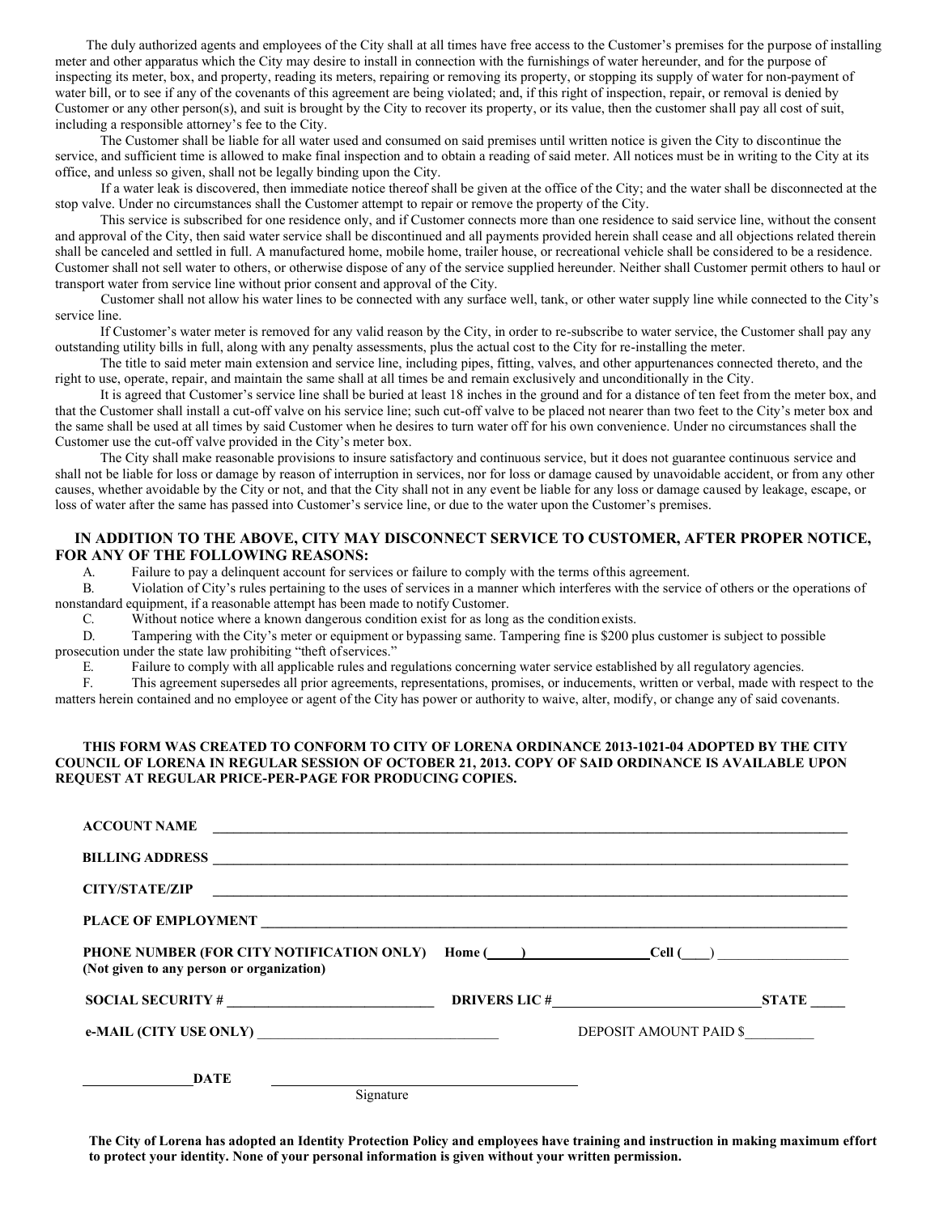The duly authorized agents and employees of the City shall at all times have free access to the Customer's premises for the purpose of installing meter and other apparatus which the City may desire to install in connection with the furnishings of water hereunder, and for the purpose of inspecting its meter, box, and property, reading its meters, repairing or removing its property, or stopping its supply of water for non-payment of water bill, or to see if any of the covenants of this agreement are being violated; and, if this right of inspection, repair, or removal is denied by Customer or any other person(s), and suit is brought by the City to recover its property, or its value, then the customer shall pay all cost of suit, including a responsible attorney's fee to the City.

The Customer shall be liable for all water used and consumed on said premises until written notice is given the City to discontinue the service, and sufficient time is allowed to make final inspection and to obtain a reading of said meter. All notices must be in writing to the City at its office, and unless so given, shall not be legally binding upon the City.

If a water leak is discovered, then immediate notice thereof shall be given at the office of the City; and the water shall be disconnected at the stop valve. Under no circumstances shall the Customer attempt to repair or remove the property of the City.

This service is subscribed for one residence only, and if Customer connects more than one residence to said service line, without the consent and approval of the City, then said water service shall be discontinued and all payments provided herein shall cease and all objections related therein shall be canceled and settled in full. A manufactured home, mobile home, trailer house, or recreational vehicle shall be considered to be a residence. Customer shall not sell water to others, or otherwise dispose of any of the service supplied hereunder. Neither shall Customer permit others to haul or transport water from service line without prior consent and approval of the City.

Customer shall not allow his water lines to be connected with any surface well, tank, or other water supply line while connected to the City's service line.

If Customer's water meter is removed for any valid reason by the City, in order to re-subscribe to water service, the Customer shall pay any outstanding utility bills in full, along with any penalty assessments, plus the actual cost to the City for re-installing the meter.

The title to said meter main extension and service line, including pipes, fitting, valves, and other appurtenances connected thereto, and the right to use, operate, repair, and maintain the same shall at all times be and remain exclusively and unconditionally in the City.

It is agreed that Customer's service line shall be buried at least 18 inches in the ground and for a distance of ten feet from the meter box, and that the Customer shall install a cut-off valve on his service line; such cut-off valve to be placed not nearer than two feet to the City's meter box and the same shall be used at all times by said Customer when he desires to turn water off for his own convenience. Under no circumstances shall the Customer use the cut-off valve provided in the City's meter box.

The City shall make reasonable provisions to insure satisfactory and continuous service, but it does not guarantee continuous service and shall not be liable for loss or damage by reason of interruption in services, nor for loss or damage caused by unavoidable accident, or from any other causes, whether avoidable by the City or not, and that the City shall not in any event be liable for any loss or damage caused by leakage, escape, or loss of water after the same has passed into Customer's service line, or due to the water upon the Customer's premises.

**IN ADDITION TO THE ABOVE, CITY MAY DISCONNECT SERVICE TO CUSTOMER, AFTER PROPER NOTICE, FOR ANY OF THE FOLLOWING REASONS:**

A. Failure to pay a delinquent account for services or failure to comply with the terms of this agreement.

B. Violation of City's rules pertaining to the uses of services in a manner which interferes with the service of others or the operations of nonstandard equipment, if a reasonable attempt has been made to notify Customer.

C. Without notice where a known dangerous condition exist for as long as the condition exists.

D. Tampering with the City's meter or equipment or bypassing same. Tampering fine is $200 plus customer is subject to possible prosecution under the state law prohibiting "theft of services."

E. Failure to comply with all applicable rules and regulations concerning water service established by all regulatory agencies.

F. This agreement supersedes all prior agreements, representations, promises, or inducements, written or verbal, made with respect to the matters herein contained and no employee or agent of the City has power or authority to waive, alter, modify, or change any of said covenants.

**THIS FORM WAS CREATED TO CONFORM TO CITY OF LORENA ORDINANCE 2013-1021-04 ADOPTED BY THE CITY COUNCIL OF LORENA IN REGULAR SESSION OF OCTOBER 21, 2013. COPY OF SAID ORDINANCE IS AVAILABLE UPON REQUEST AT REGULAR PRICE-PER-PAGE FOR PRODUCING COPIES.**

**ACCOUNT NAME** ______________________________________________

**BILLING ADDRESS** ______________________________________________

**CITY/STATE/ZIP** ______________________________________________

**PLACE OF EMPLOYMENT** ______________________________________________

**PHONE NUMBER (FOR CITY NOTIFICATION ONLY)** **Home (____)** ________________ **Cell (____)** ________________
**(Not given to any person or organization)**

**SOCIAL SECURITY #** ____________________ **DRIVERS LIC #** ____________________ **STATE** _____

**e-MAIL (CITY USE ONLY)** ______________________ DEPOSIT AMOUNT PAID $__________

________________ **DATE** ______________________________
Signature

**The City of Lorena has adopted an Identity Protection Policy and employees have training and instruction in making maximum effort to protect your identity. None of your personal information is given without your written permission.**